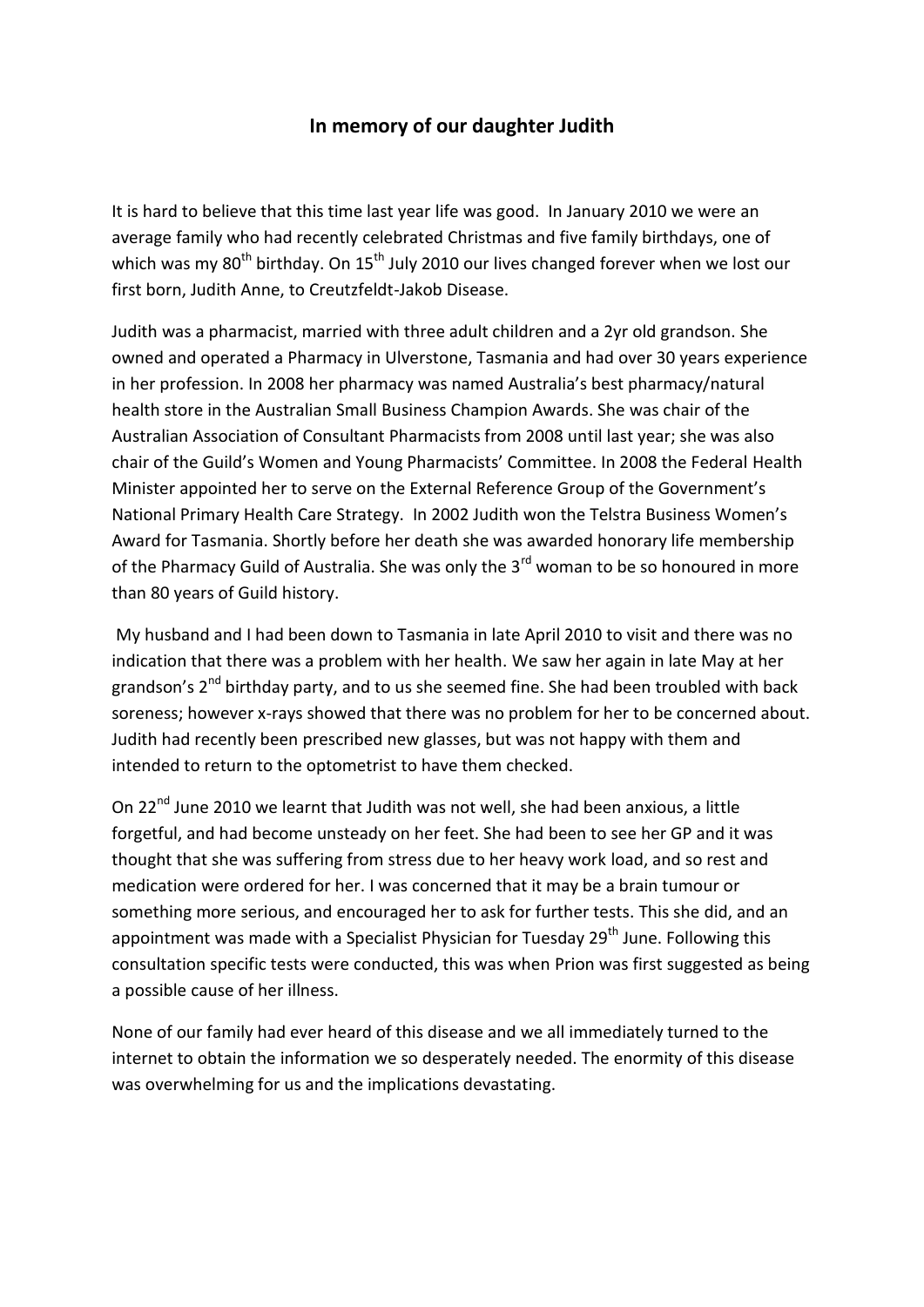## In memory of our daughter Judith

It is hard to believe that this time last year life was good. In January 2010 we were an average family who had recently celebrated Christmas and five family birthdays, one of which was my 80th birthday. On 15th July 2010 our lives changed forever when we lost our first born, Judith Anne, to Creutzfeldt-Jakob Disease.

Judith was a pharmacist, married with three adult children and a 2yr old grandson. She owned and operated a Pharmacy in Ulverstone, Tasmania and had over 30 years experience in her profession. In 2008 her pharmacy was named Australia's best pharmacy/natural health store in the Australian Small Business Champion Awards. She was chair of the Australian Association of Consultant Pharmacists from 2008 until last year; she was also chair of the Guild's Women and Young Pharmacists' Committee. In 2008 the Federal Health Minister appointed her to serve on the External Reference Group of the Government's National Primary Health Care Strategy. In 2002 Judith won the Telstra Business Women's Award for Tasmania. Shortly before her death she was awarded honorary life membership of the Pharmacy Guild of Australia. She was only the 3rd woman to be so honoured in more than 80 years of Guild history.

My husband and I had been down to Tasmania in late April 2010 to visit and there was no indication that there was a problem with her health. We saw her again in late May at her grandson's 2nd birthday party, and to us she seemed fine. She had been troubled with back soreness; however x-rays showed that there was no problem for her to be concerned about. Judith had recently been prescribed new glasses, but was not happy with them and intended to return to the optometrist to have them checked.

On 22nd June 2010 we learnt that Judith was not well, she had been anxious, a little forgetful, and had become unsteady on her feet. She had been to see her GP and it was thought that she was suffering from stress due to her heavy work load, and so rest and medication were ordered for her. I was concerned that it may be a brain tumour or something more serious, and encouraged her to ask for further tests. This she did, and an appointment was made with a Specialist Physician for Tuesday 29th June. Following this consultation specific tests were conducted, this was when Prion was first suggested as being a possible cause of her illness.

None of our family had ever heard of this disease and we all immediately turned to the internet to obtain the information we so desperately needed. The enormity of this disease was overwhelming for us and the implications devastating.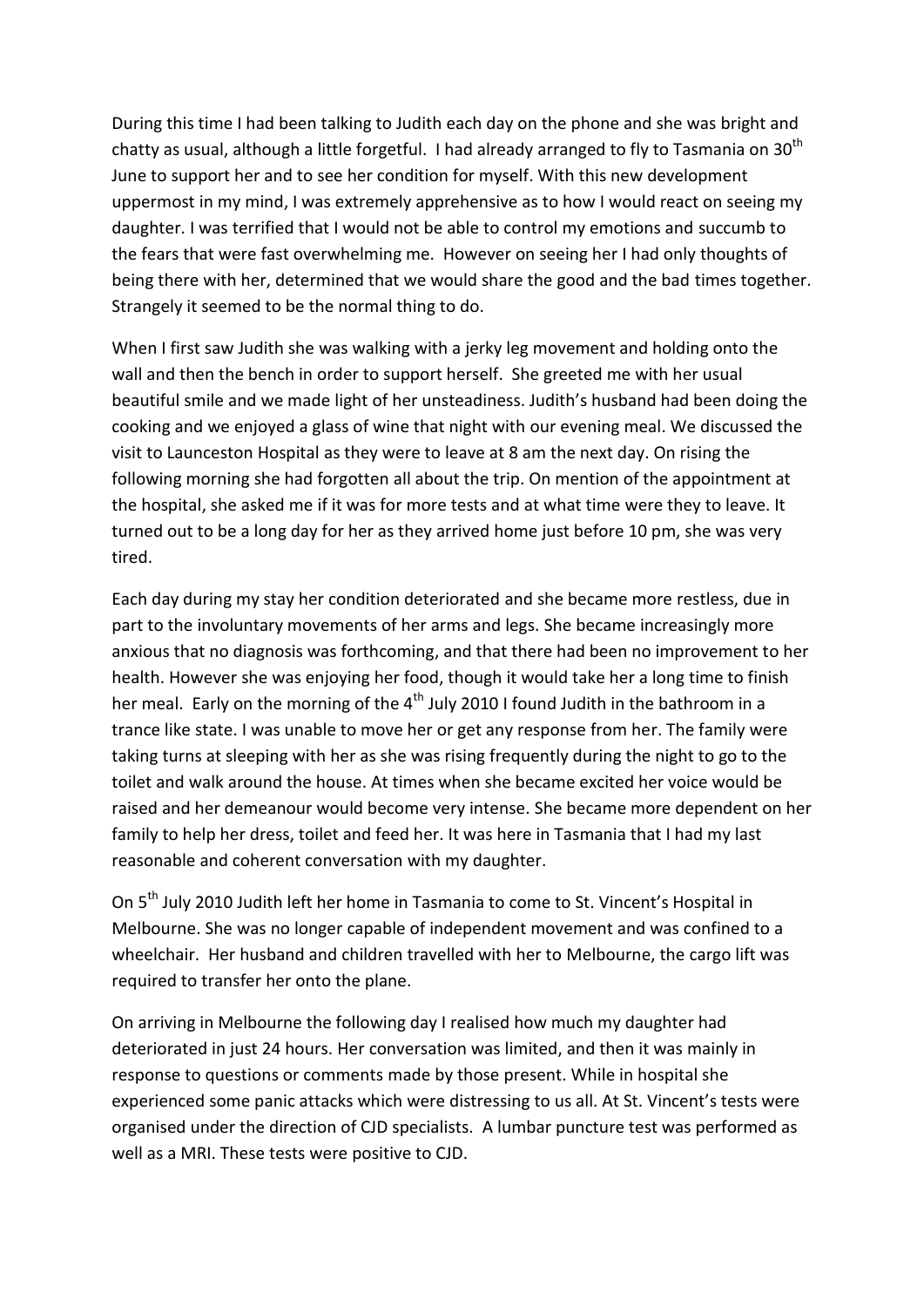During this time I had been talking to Judith each day on the phone and she was bright and chatty as usual, although a little forgetful. I had already arranged to fly to Tasmania on 30th June to support her and to see her condition for myself. With this new development uppermost in my mind, I was extremely apprehensive as to how I would react on seeing my daughter. I was terrified that I would not be able to control my emotions and succumb to the fears that were fast overwhelming me. However on seeing her I had only thoughts of being there with her, determined that we would share the good and the bad times together. Strangely it seemed to be the normal thing to do.

When I first saw Judith she was walking with a jerky leg movement and holding onto the wall and then the bench in order to support herself. She greeted me with her usual beautiful smile and we made light of her unsteadiness. Judith's husband had been doing the cooking and we enjoyed a glass of wine that night with our evening meal. We discussed the visit to Launceston Hospital as they were to leave at 8 am the next day. On rising the following morning she had forgotten all about the trip. On mention of the appointment at the hospital, she asked me if it was for more tests and at what time were they to leave. It turned out to be a long day for her as they arrived home just before 10 pm, she was very tired.

Each day during my stay her condition deteriorated and she became more restless, due in part to the involuntary movements of her arms and legs. She became increasingly more anxious that no diagnosis was forthcoming, and that there had been no improvement to her health. However she was enjoying her food, though it would take her a long time to finish her meal. Early on the morning of the 4th July 2010 I found Judith in the bathroom in a trance like state. I was unable to move her or get any response from her. The family were taking turns at sleeping with her as she was rising frequently during the night to go to the toilet and walk around the house. At times when she became excited her voice would be raised and her demeanour would become very intense. She became more dependent on her family to help her dress, toilet and feed her. It was here in Tasmania that I had my last reasonable and coherent conversation with my daughter.

On 5th July 2010 Judith left her home in Tasmania to come to St. Vincent's Hospital in Melbourne. She was no longer capable of independent movement and was confined to a wheelchair. Her husband and children travelled with her to Melbourne, the cargo lift was required to transfer her onto the plane.

On arriving in Melbourne the following day I realised how much my daughter had deteriorated in just 24 hours. Her conversation was limited, and then it was mainly in response to questions or comments made by those present. While in hospital she experienced some panic attacks which were distressing to us all. At St. Vincent's tests were organised under the direction of CJD specialists. A lumbar puncture test was performed as well as a MRI. These tests were positive to CJD.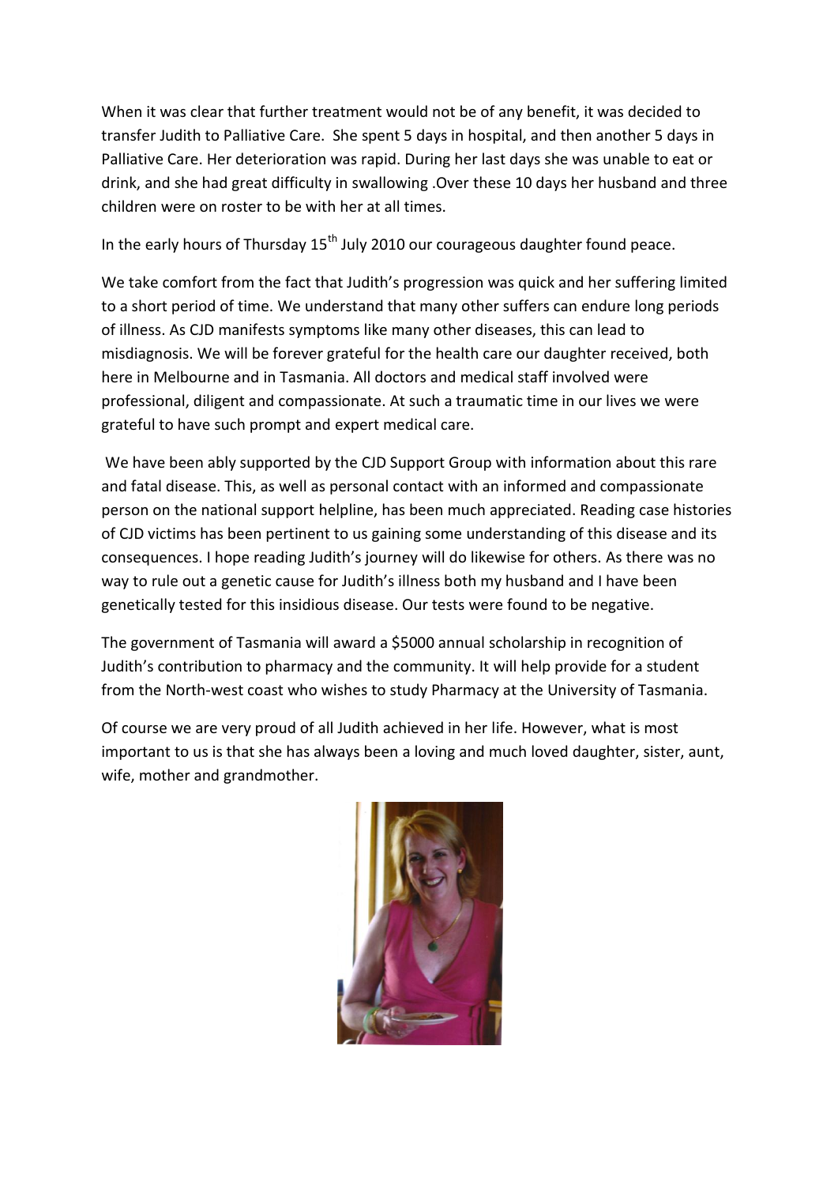When it was clear that further treatment would not be of any benefit, it was decided to transfer Judith to Palliative Care. She spent 5 days in hospital, and then another 5 days in Palliative Care. Her deterioration was rapid. During her last days she was unable to eat or drink, and she had great difficulty in swallowing .Over these 10 days her husband and three children were on roster to be with her at all times.

In the early hours of Thursday 15th July 2010 our courageous daughter found peace.

We take comfort from the fact that Judith's progression was quick and her suffering limited to a short period of time. We understand that many other suffers can endure long periods of illness. As CJD manifests symptoms like many other diseases, this can lead to misdiagnosis. We will be forever grateful for the health care our daughter received, both here in Melbourne and in Tasmania. All doctors and medical staff involved were professional, diligent and compassionate. At such a traumatic time in our lives we were grateful to have such prompt and expert medical care.

We have been ably supported by the CJD Support Group with information about this rare and fatal disease. This, as well as personal contact with an informed and compassionate person on the national support helpline, has been much appreciated. Reading case histories of CJD victims has been pertinent to us gaining some understanding of this disease and its consequences. I hope reading Judith's journey will do likewise for others. As there was no way to rule out a genetic cause for Judith's illness both my husband and I have been genetically tested for this insidious disease. Our tests were found to be negative.

The government of Tasmania will award a $5000 annual scholarship in recognition of Judith's contribution to pharmacy and the community. It will help provide for a student from the North-west coast who wishes to study Pharmacy at the University of Tasmania.

Of course we are very proud of all Judith achieved in her life. However, what is most important to us is that she has always been a loving and much loved daughter, sister, aunt, wife, mother and grandmother.